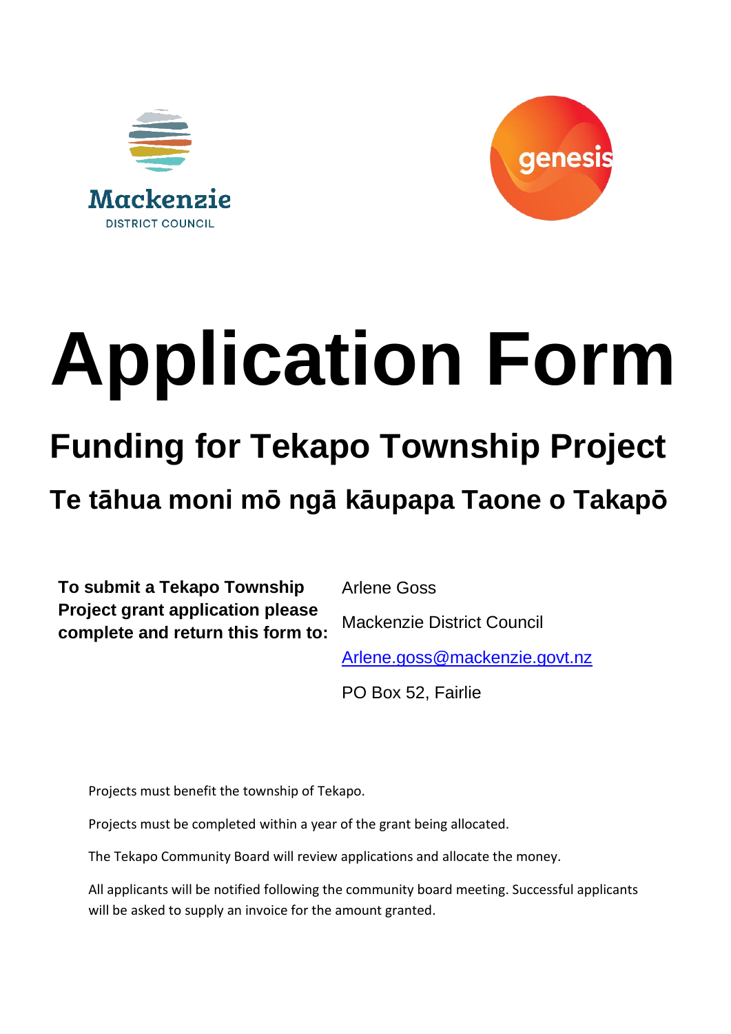Mackenzie

DISTRICT COUNCIL

genesis

# Application Form

## Funding for Tekapo Township Project

### Te tāhua moni mō ngā kāupapa Taone o Takapō

**To submit a Tekapo Township Project grant application please complete and return this form to:**

Arlene Goss

Mackenzie District Council

Arlene.goss@mackenzie.govt.nz

PO Box 52, Fairlie

Projects must benefit the township of Tekapo.

Projects must be completed within a year of the grant being allocated.

The Tekapo Community Board will review applications and allocate the money.

All applicants will be notified following the community board meeting. Successful applicants will be asked to supply an invoice for the amount granted.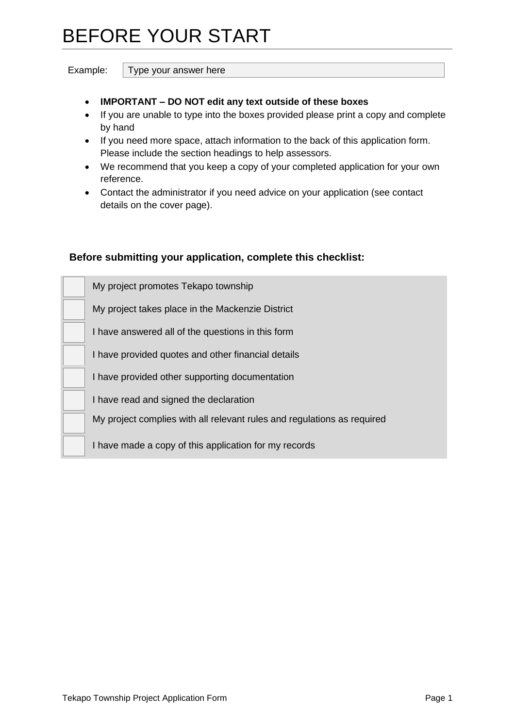# BEFORE YOUR START

Example: Type your answer here

- **IMPORTANT – DO NOT edit any text outside of these boxes**
- If you are unable to type into the boxes provided please print a copy and complete by hand
- If you need more space, attach information to the back of this application form. Please include the section headings to help assessors.
- We recommend that you keep a copy of your completed application for your own reference.
- Contact the administrator if you need advice on your application (see contact details on the cover page).

**Before submitting your application, complete this checklist:**

| | |
|---|---|
| ☐ | My project promotes Tekapo township |
| ☐ | My project takes place in the Mackenzie District |
| ☐ | I have answered all of the questions in this form |
| ☐ | I have provided quotes and other financial details |
| ☐ | I have provided other supporting documentation |
| ☐ | I have read and signed the declaration |
| ☐ | My project complies with all relevant rules and regulations as required |
| ☐ | I have made a copy of this application for my records |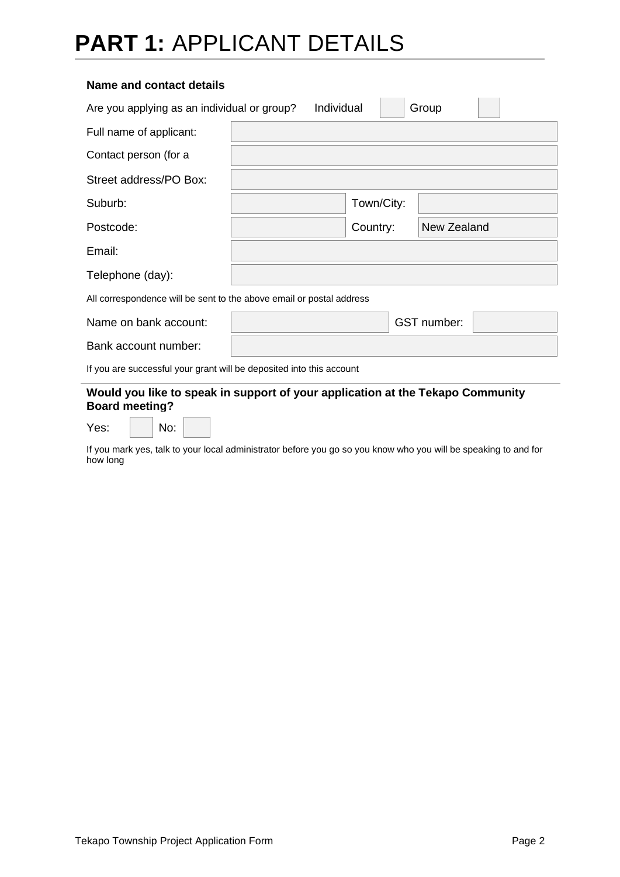# **PART 1:** APPLICANT DETAILS

**Name and contact details**

Are you applying as an individual or group? Individual [ ] Group [ ]

| | | | |
|---|---|---|---|
| Full name of applicant: | | | |
| Contact person (for a | | | |
| Street address/PO Box: | | | |
| Suburb: | | Town/City: | |
| Postcode: | | Country: | New Zealand |
| Email: | | | |
| Telephone (day): | | | |

All correspondence will be sent to the above email or postal address

| | | | |
|---|---|---|---|
| Name on bank account: | | GST number: | |
| Bank account number: | | | |

If you are successful your grant will be deposited into this account

**Would you like to speak in support of your application at the Tekapo Community Board meeting?**

Yes: [ ] No: [ ]

If you mark yes, talk to your local administrator before you go so you know who you will be speaking to and for how long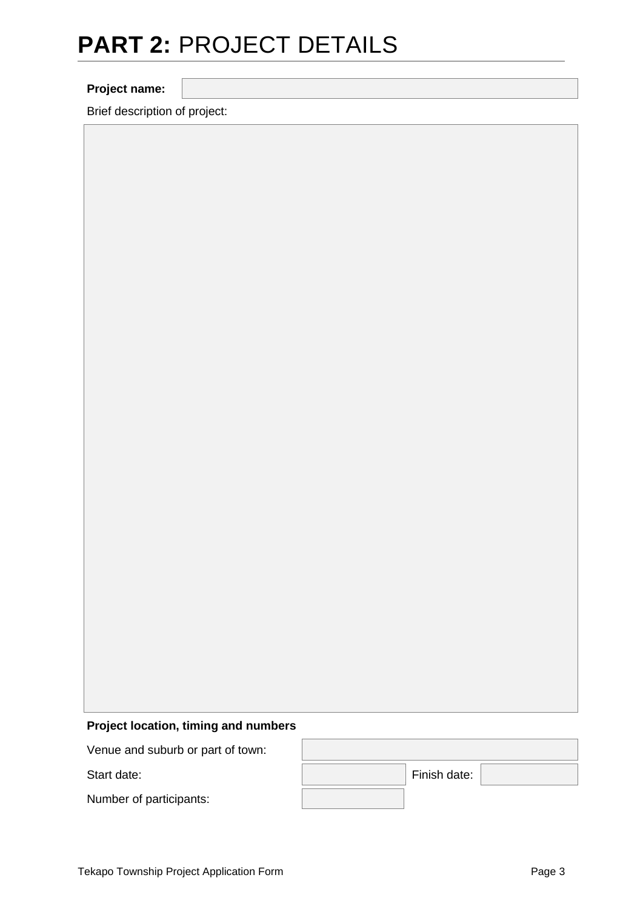# **PART 2:** PROJECT DETAILS

**Project name:**

Brief description of project:

**Project location, timing and numbers**

Venue and suburb or part of town:

Start date: Finish date:

Number of participants: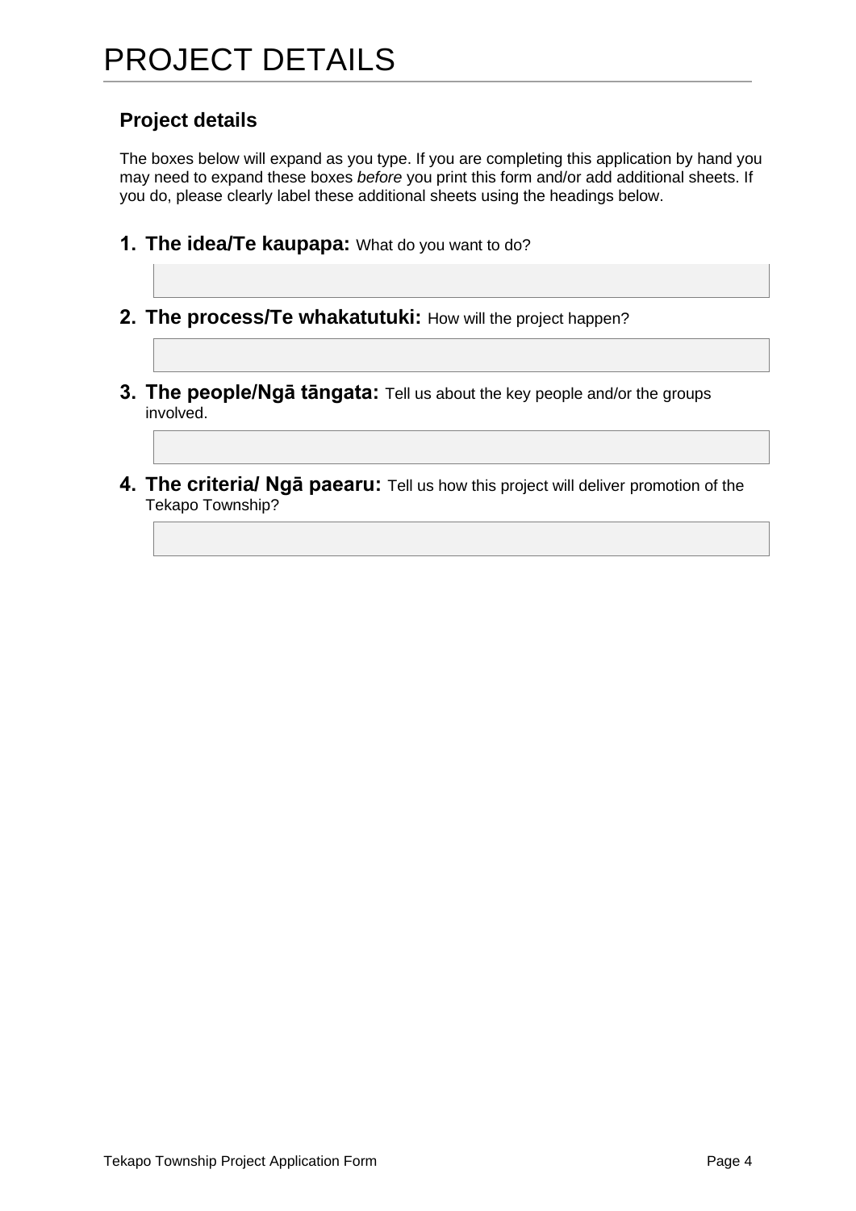# PROJECT DETAILS

## Project details

The boxes below will expand as you type. If you are completing this application by hand you may need to expand these boxes *before* you print this form and/or add additional sheets. If you do, please clearly label these additional sheets using the headings below.

1. **The idea/Te kaupapa:** What do you want to do?

2. **The process/Te whakatutuki:** How will the project happen?

3. **The people/Ngā tāngata:** Tell us about the key people and/or the groups involved.

4. **The criteria/ Ngā paearu:** Tell us how this project will deliver promotion of the Tekapo Township?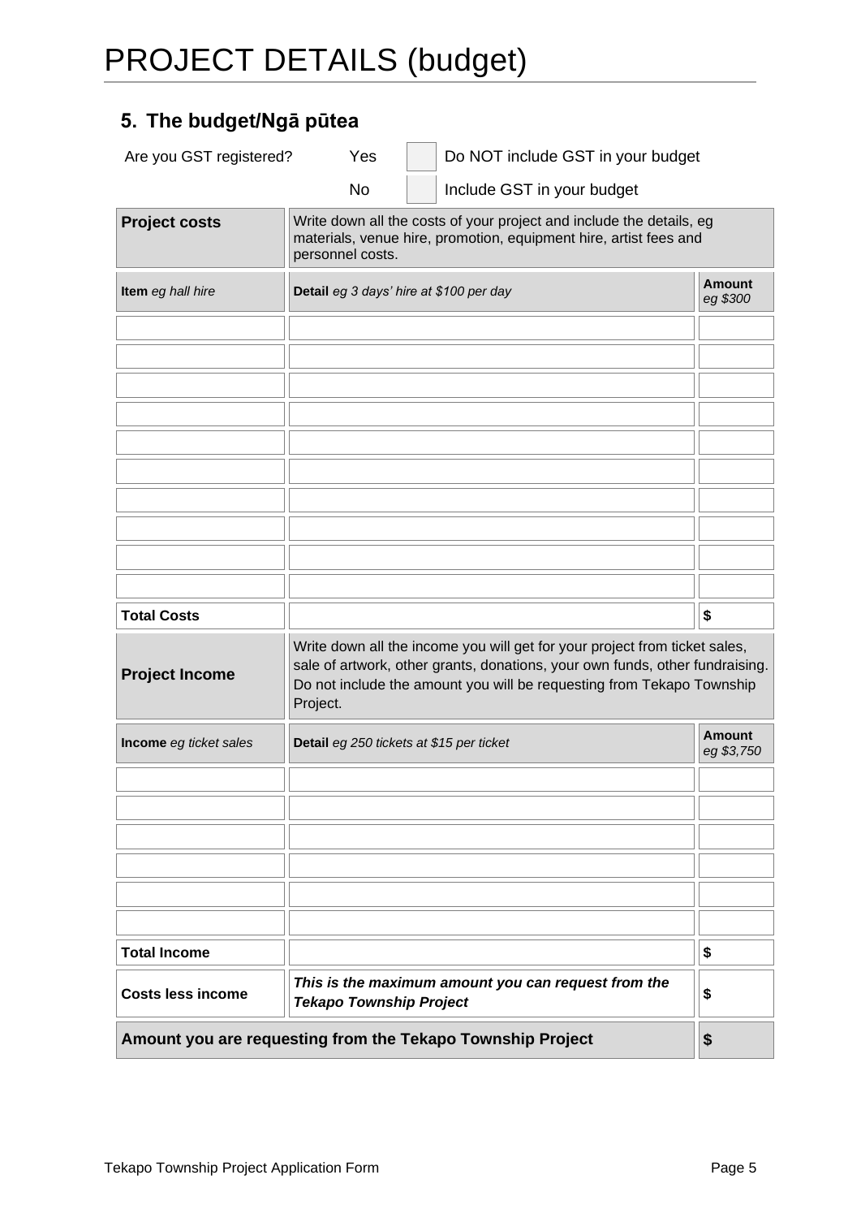# PROJECT DETAILS (budget)

## 5. The budget/Ngā pūtea

Are you GST registered? Yes ☐ Do NOT include GST in your budget

No ☐ Include GST in your budget

| | | |
|---|---|---|
| **Project costs** | Write down all the costs of your project and include the details, eg materials, venue hire, promotion, equipment hire, artist fees and personnel costs. | |
| **Item** *eg hall hire* | **Detail** *eg 3 days' hire at $100 per day* | **Amount** *eg $300* |
| | | |
| | | |
| | | |
| | | |
| | | |
| | | |
| | | |
| | | |
| | | |
| | | |
| **Total Costs** | | **$** |
| **Project Income** | Write down all the income you will get for your project from ticket sales, sale of artwork, other grants, donations, your own funds, other fundraising. Do not include the amount you will be requesting from Tekapo Township Project. | |
| **Income** *eg ticket sales* | **Detail** *eg 250 tickets at $15 per ticket* | **Amount** *eg $3,750* |
| | | |
| | | |
| | | |
| | | |
| | | |
| | | |
| **Total Income** | | **$** |
| **Costs less income** | ***This is the maximum amount you can request from the Tekapo Township Project*** | **$** |
| **Amount you are requesting from the Tekapo Township Project** | | **$** |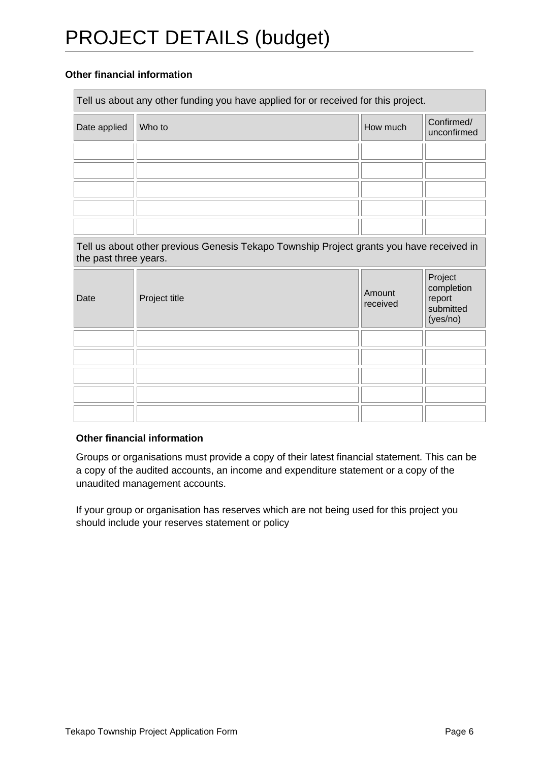# PROJECT DETAILS (budget)

**Other financial information**

| Tell us about any other funding you have applied for or received for this project. | | | |
|---|---|---|---|
| Date applied | Who to | How much | Confirmed/ unconfirmed |
| | | | |
| | | | |
| | | | |
| | | | |
| | | | |

| Tell us about other previous Genesis Tekapo Township Project grants you have received in the past three years. | | | |
|---|---|---|---|
| Date | Project title | Amount received | Project completion report submitted (yes/no) |
| | | | |
| | | | |
| | | | |
| | | | |
| | | | |

**Other financial information**

Groups or organisations must provide a copy of their latest financial statement. This can be a copy of the audited accounts, an income and expenditure statement or a copy of the unaudited management accounts.

If your group or organisation has reserves which are not being used for this project you should include your reserves statement or policy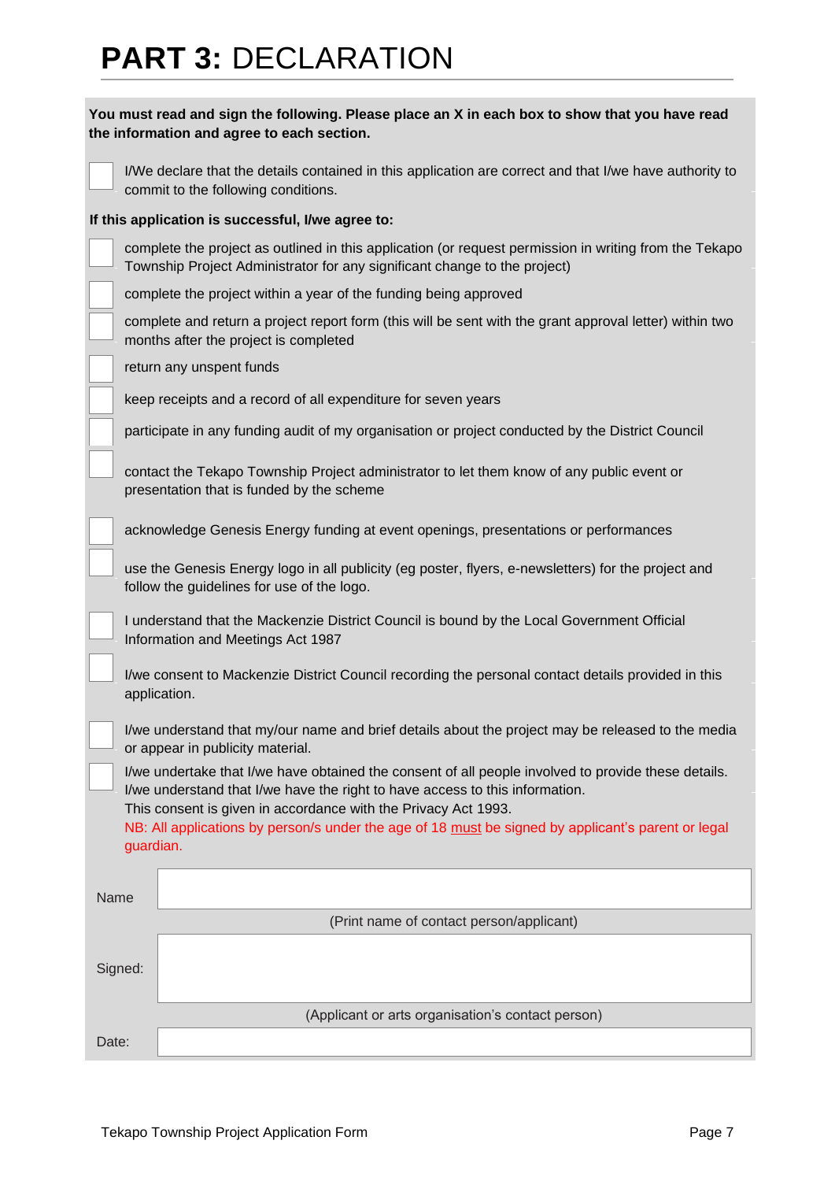# **PART 3:** DECLARATION

**You must read and sign the following. Please place an X in each box to show that you have read the information and agree to each section.**

- [ ] I/We declare that the details contained in this application are correct and that I/we have authority to commit to the following conditions.

**If this application is successful, I/we agree to:**

- [ ] complete the project as outlined in this application (or request permission in writing from the Tekapo Township Project Administrator for any significant change to the project)
- [ ] complete the project within a year of the funding being approved
- [ ] complete and return a project report form (this will be sent with the grant approval letter) within two months after the project is completed
- [ ] return any unspent funds
- [ ] keep receipts and a record of all expenditure for seven years
- [ ] participate in any funding audit of my organisation or project conducted by the District Council
- [ ] contact the Tekapo Township Project administrator to let them know of any public event or presentation that is funded by the scheme
- [ ] acknowledge Genesis Energy funding at event openings, presentations or performances
- [ ] use the Genesis Energy logo in all publicity (eg poster, flyers, e-newsletters) for the project and follow the guidelines for use of the logo.
- [ ] I understand that the Mackenzie District Council is bound by the Local Government Official Information and Meetings Act 1987
- [ ] I/we consent to Mackenzie District Council recording the personal contact details provided in this application.
- [ ] I/we understand that my/our name and brief details about the project may be released to the media or appear in publicity material.
- [ ] I/we undertake that I/we have obtained the consent of all people involved to provide these details. I/we understand that I/we have the right to have access to this information. This consent is given in accordance with the Privacy Act 1993.
  NB: All applications by person/s under the age of 18 <u>must</u> be signed by applicant's parent or legal guardian.

| | |
|---|---|
| Name | |
| | (Print name of contact person/applicant) |
| Signed: | |
| | (Applicant or arts organisation's contact person) |
| Date: | |